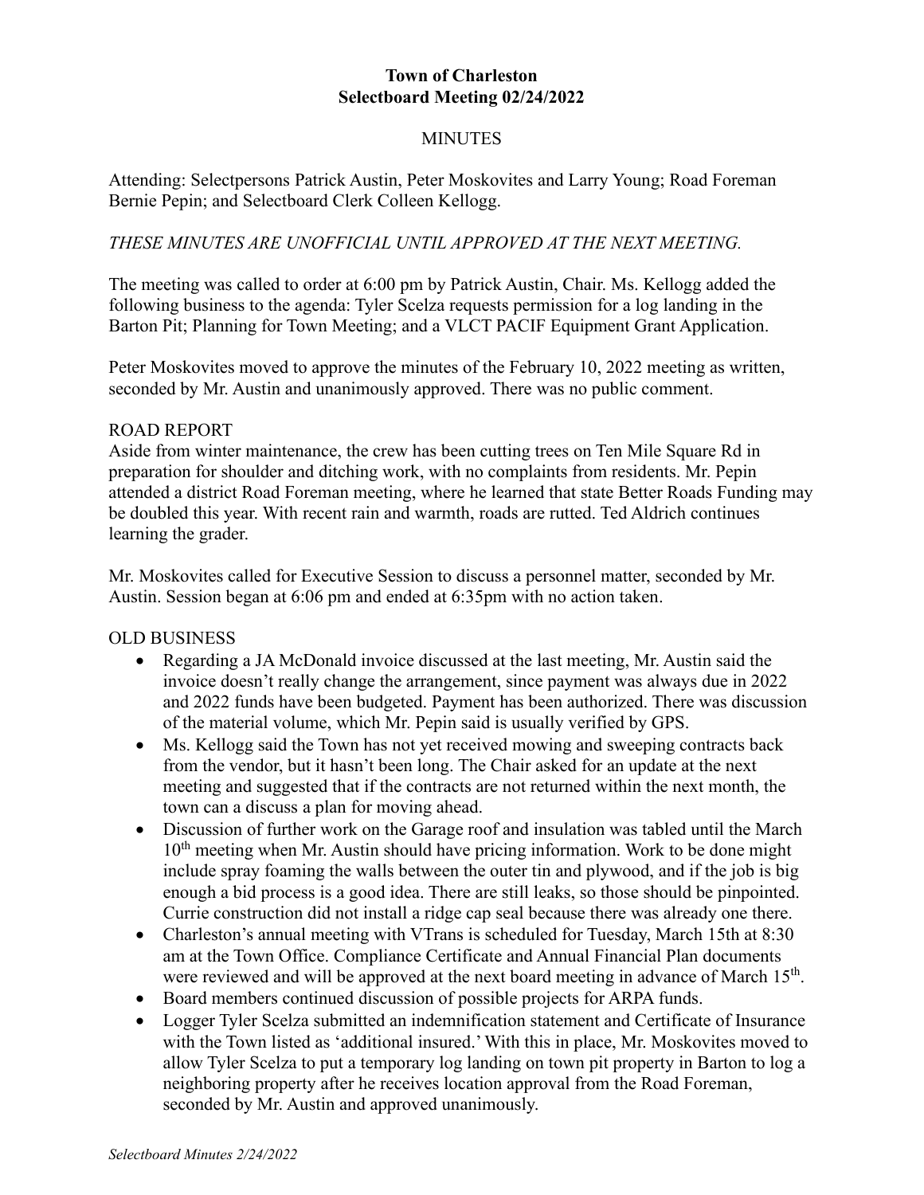**Town of Charleston**
**Selectboard Meeting 02/24/2022**

MINUTES

Attending: Selectpersons Patrick Austin, Peter Moskovites and Larry Young; Road Foreman Bernie Pepin; and Selectboard Clerk Colleen Kellogg.

*THESE MINUTES ARE UNOFFICIAL UNTIL APPROVED AT THE NEXT MEETING.*

The meeting was called to order at 6:00 pm by Patrick Austin, Chair. Ms. Kellogg added the following business to the agenda: Tyler Scelza requests permission for a log landing in the Barton Pit; Planning for Town Meeting; and a VLCT PACIF Equipment Grant Application.

Peter Moskovites moved to approve the minutes of the February 10, 2022 meeting as written, seconded by Mr. Austin and unanimously approved. There was no public comment.

ROAD REPORT

Aside from winter maintenance, the crew has been cutting trees on Ten Mile Square Rd in preparation for shoulder and ditching work, with no complaints from residents. Mr. Pepin attended a district Road Foreman meeting, where he learned that state Better Roads Funding may be doubled this year. With recent rain and warmth, roads are rutted. Ted Aldrich continues learning the grader.

Mr. Moskovites called for Executive Session to discuss a personnel matter, seconded by Mr. Austin. Session began at 6:06 pm and ended at 6:35pm with no action taken.

OLD BUSINESS

- Regarding a JA McDonald invoice discussed at the last meeting, Mr. Austin said the invoice doesn't really change the arrangement, since payment was always due in 2022 and 2022 funds have been budgeted. Payment has been authorized. There was discussion of the material volume, which Mr. Pepin said is usually verified by GPS.
- Ms. Kellogg said the Town has not yet received mowing and sweeping contracts back from the vendor, but it hasn't been long. The Chair asked for an update at the next meeting and suggested that if the contracts are not returned within the next month, the town can a discuss a plan for moving ahead.
- Discussion of further work on the Garage roof and insulation was tabled until the March 10th meeting when Mr. Austin should have pricing information. Work to be done might include spray foaming the walls between the outer tin and plywood, and if the job is big enough a bid process is a good idea. There are still leaks, so those should be pinpointed. Currie construction did not install a ridge cap seal because there was already one there.
- Charleston's annual meeting with VTrans is scheduled for Tuesday, March 15th at 8:30 am at the Town Office. Compliance Certificate and Annual Financial Plan documents were reviewed and will be approved at the next board meeting in advance of March 15th.
- Board members continued discussion of possible projects for ARPA funds.
- Logger Tyler Scelza submitted an indemnification statement and Certificate of Insurance with the Town listed as 'additional insured.' With this in place, Mr. Moskovites moved to allow Tyler Scelza to put a temporary log landing on town pit property in Barton to log a neighboring property after he receives location approval from the Road Foreman, seconded by Mr. Austin and approved unanimously.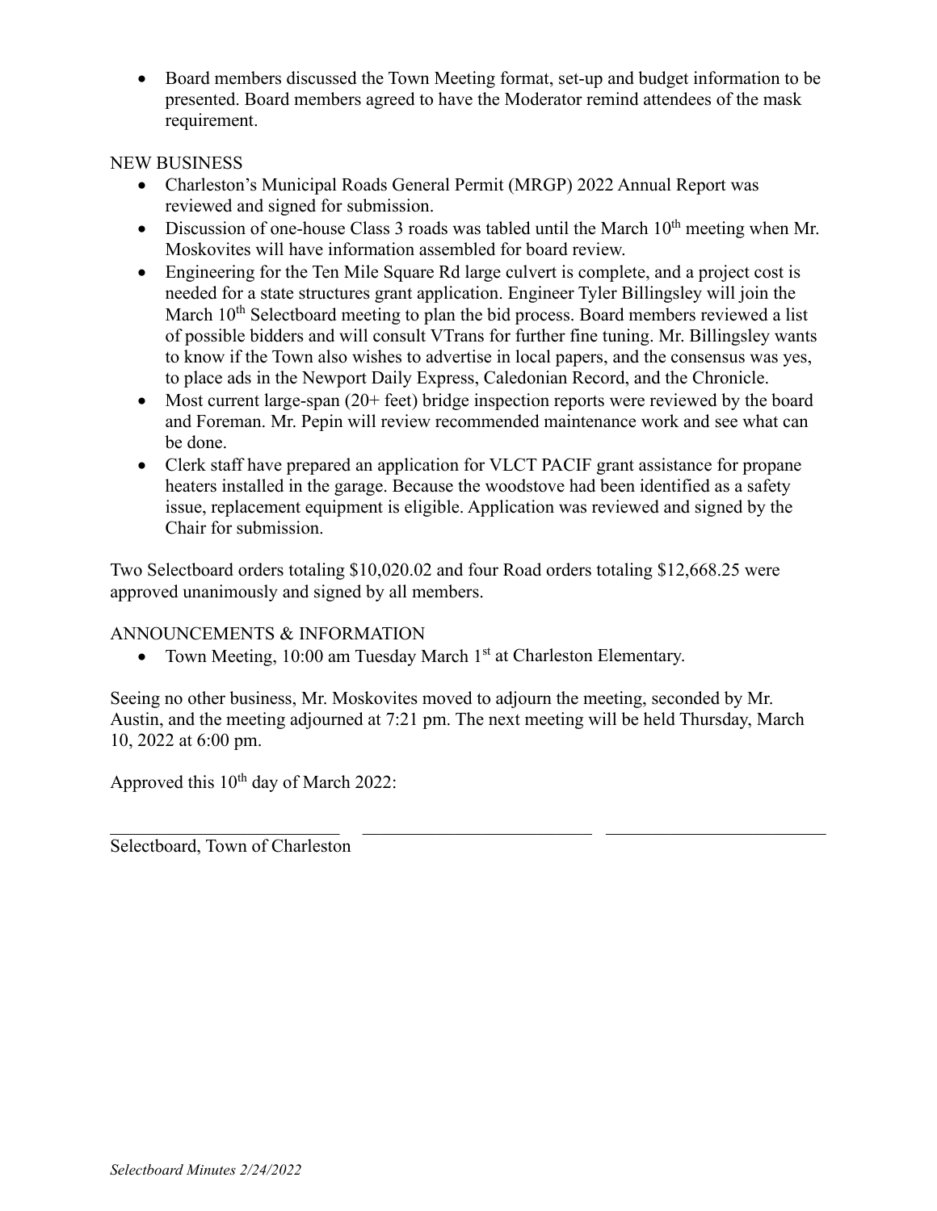- Board members discussed the Town Meeting format, set-up and budget information to be presented. Board members agreed to have the Moderator remind attendees of the mask requirement.

NEW BUSINESS

- Charleston's Municipal Roads General Permit (MRGP) 2022 Annual Report was reviewed and signed for submission.
- Discussion of one-house Class 3 roads was tabled until the March 10th meeting when Mr. Moskovites will have information assembled for board review.
- Engineering for the Ten Mile Square Rd large culvert is complete, and a project cost is needed for a state structures grant application. Engineer Tyler Billingsley will join the March 10th Selectboard meeting to plan the bid process. Board members reviewed a list of possible bidders and will consult VTrans for further fine tuning. Mr. Billingsley wants to know if the Town also wishes to advertise in local papers, and the consensus was yes, to place ads in the Newport Daily Express, Caledonian Record, and the Chronicle.
- Most current large-span (20+ feet) bridge inspection reports were reviewed by the board and Foreman. Mr. Pepin will review recommended maintenance work and see what can be done.
- Clerk staff have prepared an application for VLCT PACIF grant assistance for propane heaters installed in the garage. Because the woodstove had been identified as a safety issue, replacement equipment is eligible. Application was reviewed and signed by the Chair for submission.

Two Selectboard orders totaling $10,020.02 and four Road orders totaling $12,668.25 were approved unanimously and signed by all members.

ANNOUNCEMENTS & INFORMATION

- Town Meeting, 10:00 am Tuesday March 1st at Charleston Elementary.

Seeing no other business, Mr. Moskovites moved to adjourn the meeting, seconded by Mr. Austin, and the meeting adjourned at 7:21 pm. The next meeting will be held Thursday, March 10, 2022 at 6:00 pm.

Approved this 10th day of March 2022:

\_\_\_\_\_\_\_\_\_\_\_\_\_\_\_\_\_\_\_\_\_\_\_\_\_ \_\_\_\_\_\_\_\_\_\_\_\_\_\_\_\_\_\_\_\_\_\_\_\_\_ \_\_\_\_\_\_\_\_\_\_\_\_\_\_\_\_\_\_\_\_\_\_\_\_\_

Selectboard, Town of Charleston